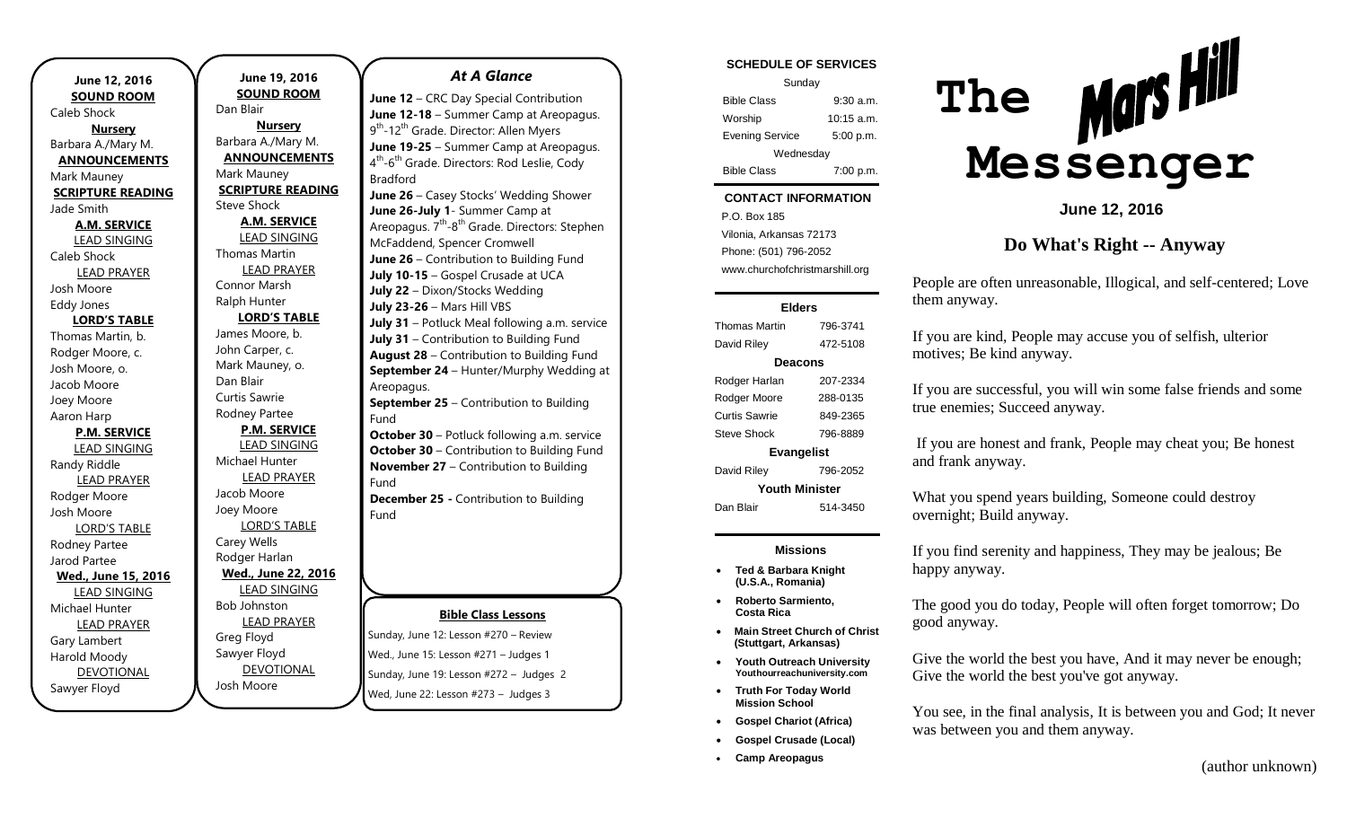**June 12, 2016**

**SOUND ROOM**
Caleb Shock

**Nursery**
Barbara A./Mary M.

**ANNOUNCEMENTS**
Mark Mauney

**SCRIPTURE READING**
Jade Smith

**A.M. SERVICE**

LEAD SINGING
Caleb Shock

LEAD PRAYER
Josh Moore
Eddy Jones

**LORD'S TABLE**
Thomas Martin, b.
Rodger Moore, c.
Josh Moore, o.
Jacob Moore
Joey Moore
Aaron Harp

**P.M. SERVICE**

LEAD SINGING
Randy Riddle

LEAD PRAYER
Rodger Moore
Josh Moore

LORD'S TABLE
Rodney Partee
Jarod Partee

**Wed., June 15, 2016**

LEAD SINGING
Michael Hunter

LEAD PRAYER
Gary Lambert
Harold Moody

DEVOTIONAL
Sawyer Floyd

**June 19, 2016**

**SOUND ROOM**
Dan Blair

**Nursery**
Barbara A./Mary M.

**ANNOUNCEMENTS**
Mark Mauney

**SCRIPTURE READING**
Steve Shock

**A.M. SERVICE**

LEAD SINGING
Thomas Martin

LEAD PRAYER
Connor Marsh
Ralph Hunter

**LORD'S TABLE**
James Moore, b.
John Carper, c.
Mark Mauney, o.
Dan Blair
Curtis Sawrie
Rodney Partee

**P.M. SERVICE**

LEAD SINGING
Michael Hunter

LEAD PRAYER
Jacob Moore
Joey Moore

LORD'S TABLE
Carey Wells
Rodger Harlan

**Wed., June 22, 2016**

LEAD SINGING
Bob Johnston

LEAD PRAYER
Greg Floyd
Sawyer Floyd

DEVOTIONAL
Josh Moore

## *At A Glance*

**June 12** – CRC Day Special Contribution
**June 12-18** – Summer Camp at Areopagus. 9th-12th Grade. Director: Allen Myers
**June 19-25** – Summer Camp at Areopagus. 4th-6th Grade. Directors: Rod Leslie, Cody Bradford
**June 26** – Casey Stocks' Wedding Shower
**June 26-July 1**- Summer Camp at Areopagus. 7th-8th Grade. Directors: Stephen McFaddend, Spencer Cromwell
**June 26** – Contribution to Building Fund
**July 10-15** – Gospel Crusade at UCA
**July 22** – Dixon/Stocks Wedding
**July 23-26** – Mars Hill VBS
**July 31** – Potluck Meal following a.m. service
**July 31** – Contribution to Building Fund
**August 28** – Contribution to Building Fund
**September 24** – Hunter/Murphy Wedding at Areopagus.
**September 25** – Contribution to Building Fund
**October 30** – Potluck following a.m. service
**October 30** – Contribution to Building Fund
**November 27** – Contribution to Building Fund
**December 25 -** Contribution to Building Fund

**Bible Class Lessons**

Sunday, June 12: Lesson #270 – Review
Wed., June 15: Lesson #271 – Judges 1
Sunday, June 19: Lesson #272 – Judges 2
Wed, June 22: Lesson #273 – Judges 3

**SCHEDULE OF SERVICES**

| Sunday | |
|---|---|
| Bible Class | 9:30 a.m. |
| Worship | 10:15 a.m. |
| Evening Service | 5:00 p.m. |
| Wednesday | |
| Bible Class | 7:00 p.m. |

**CONTACT INFORMATION**

P.O. Box 185
Vilonia, Arkansas 72173
Phone: (501) 796-2052
www.churchofchristmarshill.org

| **Elders** | |
|---|---|
| Thomas Martin | 796-3741 |
| David Riley | 472-5108 |
| **Deacons** | |
| Rodger Harlan | 207-2334 |
| Rodger Moore | 288-0135 |
| Curtis Sawrie | 849-2365 |
| Steve Shock | 796-8889 |
| **Evangelist** | |
| David Riley | 796-2052 |
| **Youth Minister** | |
| Dan Blair | 514-3450 |

**Missions**

- **Ted & Barbara Knight (U.S.A., Romania)**
- **Roberto Sarmiento, Costa Rica**
- **Main Street Church of Christ (Stuttgart, Arkansas)**
- **Youth Outreach University Youthourreachuniversity.com**
- **Truth For Today World Mission School**
- **Gospel Chariot (Africa)**
- **Gospel Crusade (Local)**
- **Camp Areopagus**

# The Mars Hill Messenger

**June 12, 2016**

## Do What's Right -- Anyway

People are often unreasonable, Illogical, and self-centered; Love them anyway.

If you are kind, People may accuse you of selfish, ulterior motives; Be kind anyway.

If you are successful, you will win some false friends and some true enemies; Succeed anyway.

If you are honest and frank, People may cheat you; Be honest and frank anyway.

What you spend years building, Someone could destroy overnight; Build anyway.

If you find serenity and happiness, They may be jealous; Be happy anyway.

The good you do today, People will often forget tomorrow; Do good anyway.

Give the world the best you have, And it may never be enough; Give the world the best you've got anyway.

You see, in the final analysis, It is between you and God; It never was between you and them anyway.

(author unknown)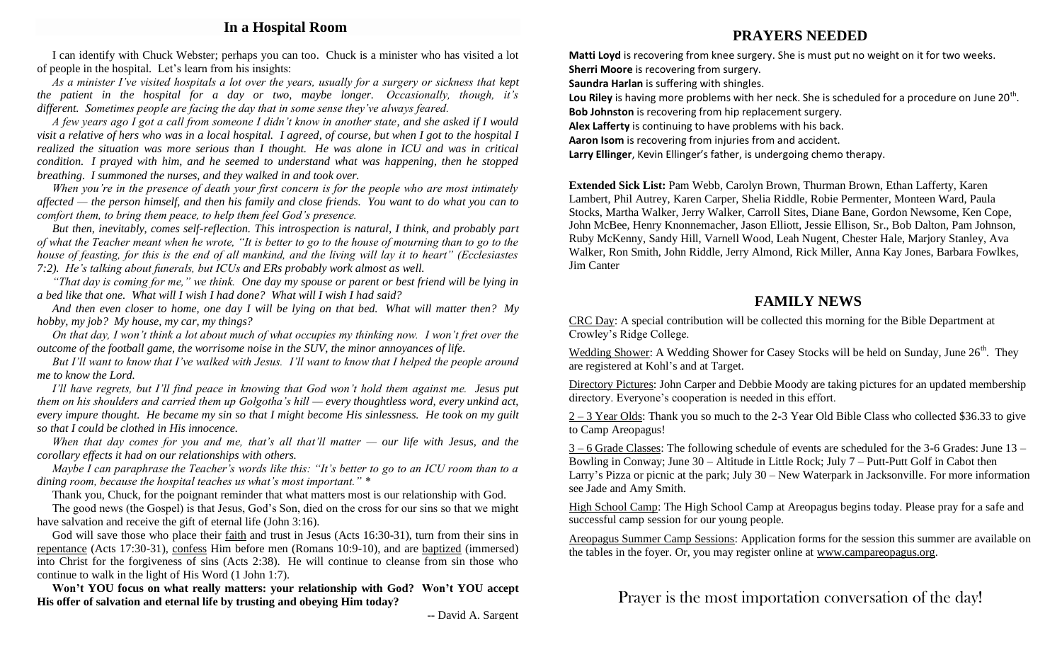## In a Hospital Room

I can identify with Chuck Webster; perhaps you can too. Chuck is a minister who has visited a lot of people in the hospital. Let's learn from his insights:

*As a minister I've visited hospitals a lot over the years, usually for a surgery or sickness that kept the patient in the hospital for a day or two, maybe longer. Occasionally, though, it's different. Sometimes people are facing the day that in some sense they've always feared.*

*A few years ago I got a call from someone I didn't know in another state, and she asked if I would visit a relative of hers who was in a local hospital. I agreed, of course, but when I got to the hospital I realized the situation was more serious than I thought. He was alone in ICU and was in critical condition. I prayed with him, and he seemed to understand what was happening, then he stopped breathing. I summoned the nurses, and they walked in and took over.*

*When you're in the presence of death your first concern is for the people who are most intimately affected — the person himself, and then his family and close friends. You want to do what you can to comfort them, to bring them peace, to help them feel God's presence.*

*But then, inevitably, comes self-reflection. This introspection is natural, I think, and probably part of what the Teacher meant when he wrote, "It is better to go to the house of mourning than to go to the house of feasting, for this is the end of all mankind, and the living will lay it to heart" (Ecclesiastes 7:2). He's talking about funerals, but ICUs and ERs probably work almost as well.*

*"That day is coming for me," we think. One day my spouse or parent or best friend will be lying in a bed like that one. What will I wish I had done? What will I wish I had said?*

*And then even closer to home, one day I will be lying on that bed. What will matter then? My hobby, my job? My house, my car, my things?*

*On that day, I won't think a lot about much of what occupies my thinking now. I won't fret over the outcome of the football game, the worrisome noise in the SUV, the minor annoyances of life.*

*But I'll want to know that I've walked with Jesus. I'll want to know that I helped the people around me to know the Lord.*

*I'll have regrets, but I'll find peace in knowing that God won't hold them against me. Jesus put them on his shoulders and carried them up Golgotha's hill — every thoughtless word, every unkind act, every impure thought. He became my sin so that I might become His sinlessness. He took on my guilt so that I could be clothed in His innocence.*

*When that day comes for you and me, that's all that'll matter — our life with Jesus, and the corollary effects it had on our relationships with others.*

*Maybe I can paraphrase the Teacher's words like this: "It's better to go to an ICU room than to a dining room, because the hospital teaches us what's most important."* *

Thank you, Chuck, for the poignant reminder that what matters most is our relationship with God.

The good news (the Gospel) is that Jesus, God's Son, died on the cross for our sins so that we might have salvation and receive the gift of eternal life (John 3:16).

God will save those who place their faith and trust in Jesus (Acts 16:30-31), turn from their sins in repentance (Acts 17:30-31), confess Him before men (Romans 10:9-10), and are baptized (immersed) into Christ for the forgiveness of sins (Acts 2:38). He will continue to cleanse from sin those who continue to walk in the light of His Word (1 John 1:7).

**Won't YOU focus on what really matters: your relationship with God? Won't YOU accept His offer of salvation and eternal life by trusting and obeying Him today?**

-- David A. Sargent

## PRAYERS NEEDED

**Matti Loyd** is recovering from knee surgery. She is must put no weight on it for two weeks.
**Sherri Moore** is recovering from surgery.
**Saundra Harlan** is suffering with shingles.
**Lou Riley** is having more problems with her neck. She is scheduled for a procedure on June 20th.
**Bob Johnston** is recovering from hip replacement surgery.
**Alex Lafferty** is continuing to have problems with his back.
**Aaron Isom** is recovering from injuries from and accident.
**Larry Ellinger**, Kevin Ellinger's father, is undergoing chemo therapy.

**Extended Sick List:** Pam Webb, Carolyn Brown, Thurman Brown, Ethan Lafferty, Karen Lambert, Phil Autrey, Karen Carper, Shelia Riddle, Robie Permenter, Monteen Ward, Paula Stocks, Martha Walker, Jerry Walker, Carroll Sites, Diane Bane, Gordon Newsome, Ken Cope, John McBee, Henry Knonnemacher, Jason Elliott, Jessie Ellison, Sr., Bob Dalton, Pam Johnson, Ruby McKenny, Sandy Hill, Varnell Wood, Leah Nugent, Chester Hale, Marjory Stanley, Ava Walker, Ron Smith, John Riddle, Jerry Almond, Rick Miller, Anna Kay Jones, Barbara Fowlkes, Jim Canter

## FAMILY NEWS

CRC Day: A special contribution will be collected this morning for the Bible Department at Crowley's Ridge College.

Wedding Shower: A Wedding Shower for Casey Stocks will be held on Sunday, June 26th. They are registered at Kohl's and at Target.

Directory Pictures: John Carper and Debbie Moody are taking pictures for an updated membership directory. Everyone's cooperation is needed in this effort.

2 – 3 Year Olds: Thank you so much to the 2-3 Year Old Bible Class who collected $36.33 to give to Camp Areopagus!

3 – 6 Grade Classes: The following schedule of events are scheduled for the 3-6 Grades: June 13 – Bowling in Conway; June 30 – Altitude in Little Rock; July 7 – Putt-Putt Golf in Cabot then Larry's Pizza or picnic at the park; July 30 – New Waterpark in Jacksonville. For more information see Jade and Amy Smith.

High School Camp: The High School Camp at Areopagus begins today. Please pray for a safe and successful camp session for our young people.

Areopagus Summer Camp Sessions: Application forms for the session this summer are available on the tables in the foyer. Or, you may register online at www.campareopagus.org.

Prayer is the most importation conversation of the day!